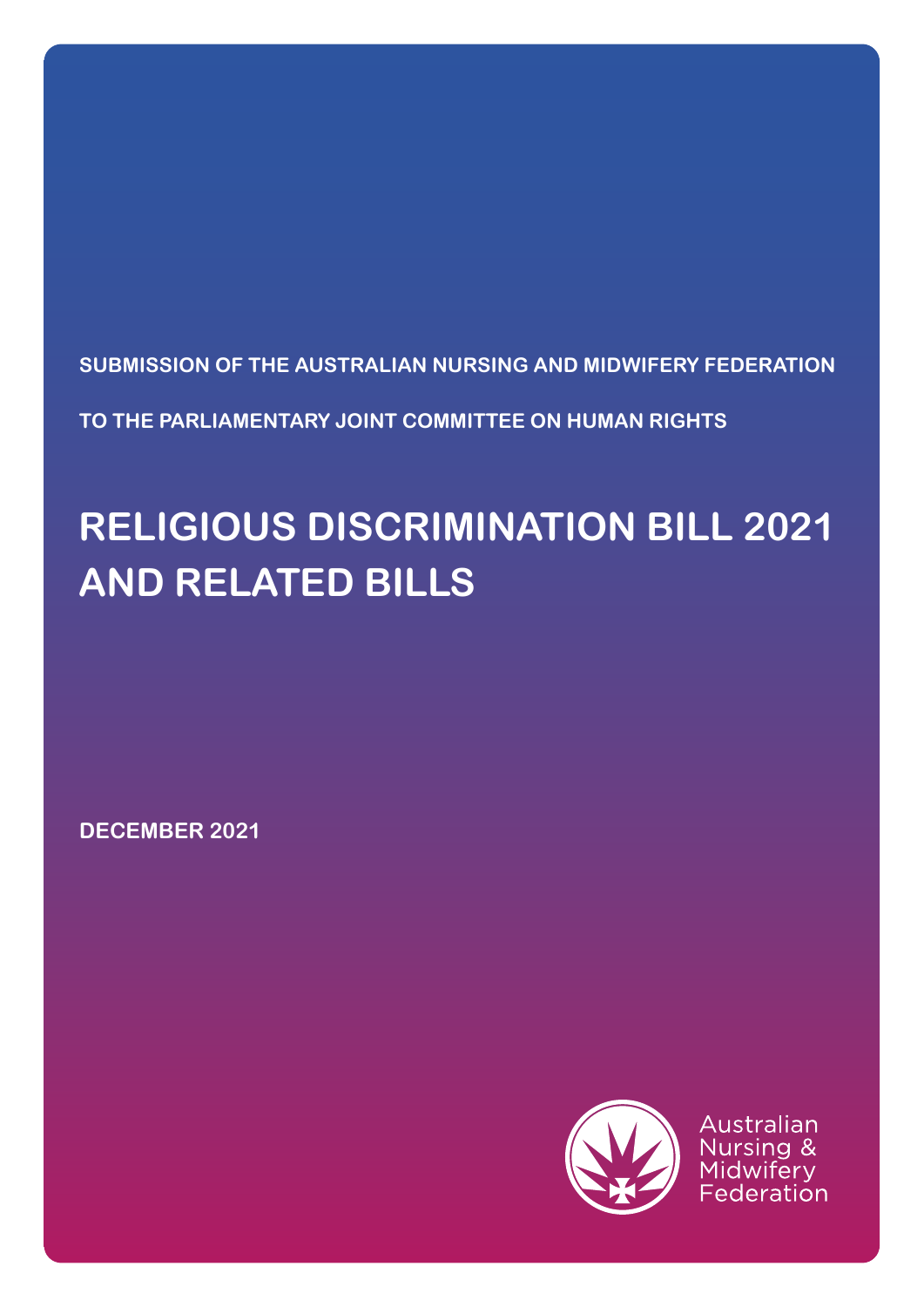**SUBMISSION OF THE AUSTRALIAN NURSING AND MIDWIFERY FEDERATION**

**TO THE PARLIAMENTARY JOINT COMMITTEE ON HUMAN RIGHTS**

# RELIGIOUS DISCRIMINATION BILL 2021 AND RELATED BILLS

**DECEMBER 2021**

Australian Nursing & Midwifery Federation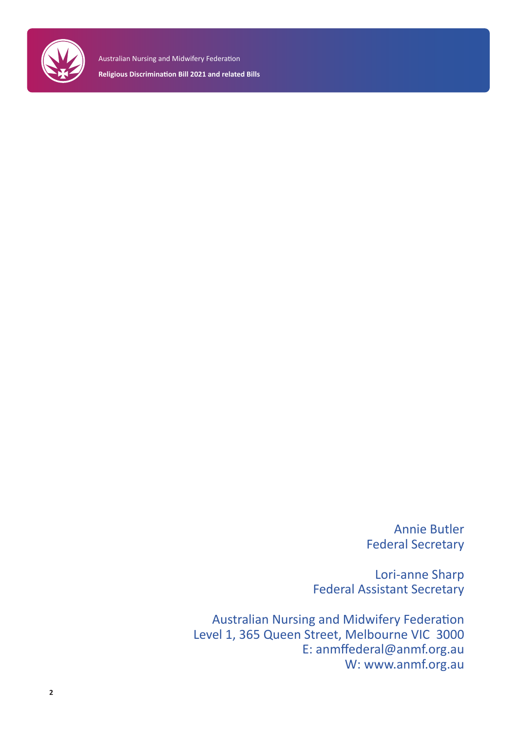Annie Butler
Federal Secretary

Lori-anne Sharp
Federal Assistant Secretary

Australian Nursing and Midwifery Federation
Level 1, 365 Queen Street, Melbourne VIC 3000
E: anmffederal@anmf.org.au
W: www.anmf.org.au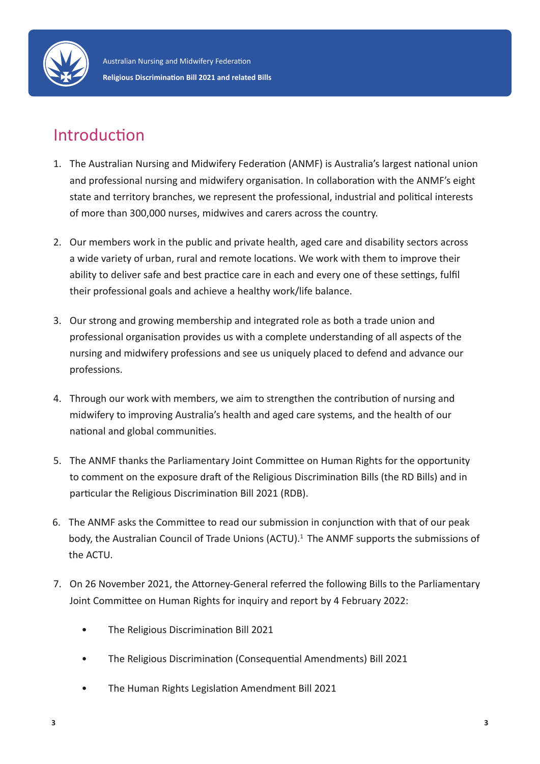# Introduction

1. The Australian Nursing and Midwifery Federation (ANMF) is Australia's largest national union and professional nursing and midwifery organisation. In collaboration with the ANMF's eight state and territory branches, we represent the professional, industrial and political interests of more than 300,000 nurses, midwives and carers across the country.

2. Our members work in the public and private health, aged care and disability sectors across a wide variety of urban, rural and remote locations. We work with them to improve their ability to deliver safe and best practice care in each and every one of these settings, fulfil their professional goals and achieve a healthy work/life balance.

3. Our strong and growing membership and integrated role as both a trade union and professional organisation provides us with a complete understanding of all aspects of the nursing and midwifery professions and see us uniquely placed to defend and advance our professions.

4. Through our work with members, we aim to strengthen the contribution of nursing and midwifery to improving Australia's health and aged care systems, and the health of our national and global communities.

5. The ANMF thanks the Parliamentary Joint Committee on Human Rights for the opportunity to comment on the exposure draft of the Religious Discrimination Bills (the RD Bills) and in particular the Religious Discrimination Bill 2021 (RDB).

6. The ANMF asks the Committee to read our submission in conjunction with that of our peak body, the Australian Council of Trade Unions (ACTU).[1] The ANMF supports the submissions of the ACTU.

7. On 26 November 2021, the Attorney-General referred the following Bills to the Parliamentary Joint Committee on Human Rights for inquiry and report by 4 February 2022:

    - The Religious Discrimination Bill 2021
    - The Religious Discrimination (Consequential Amendments) Bill 2021
    - The Human Rights Legislation Amendment Bill 2021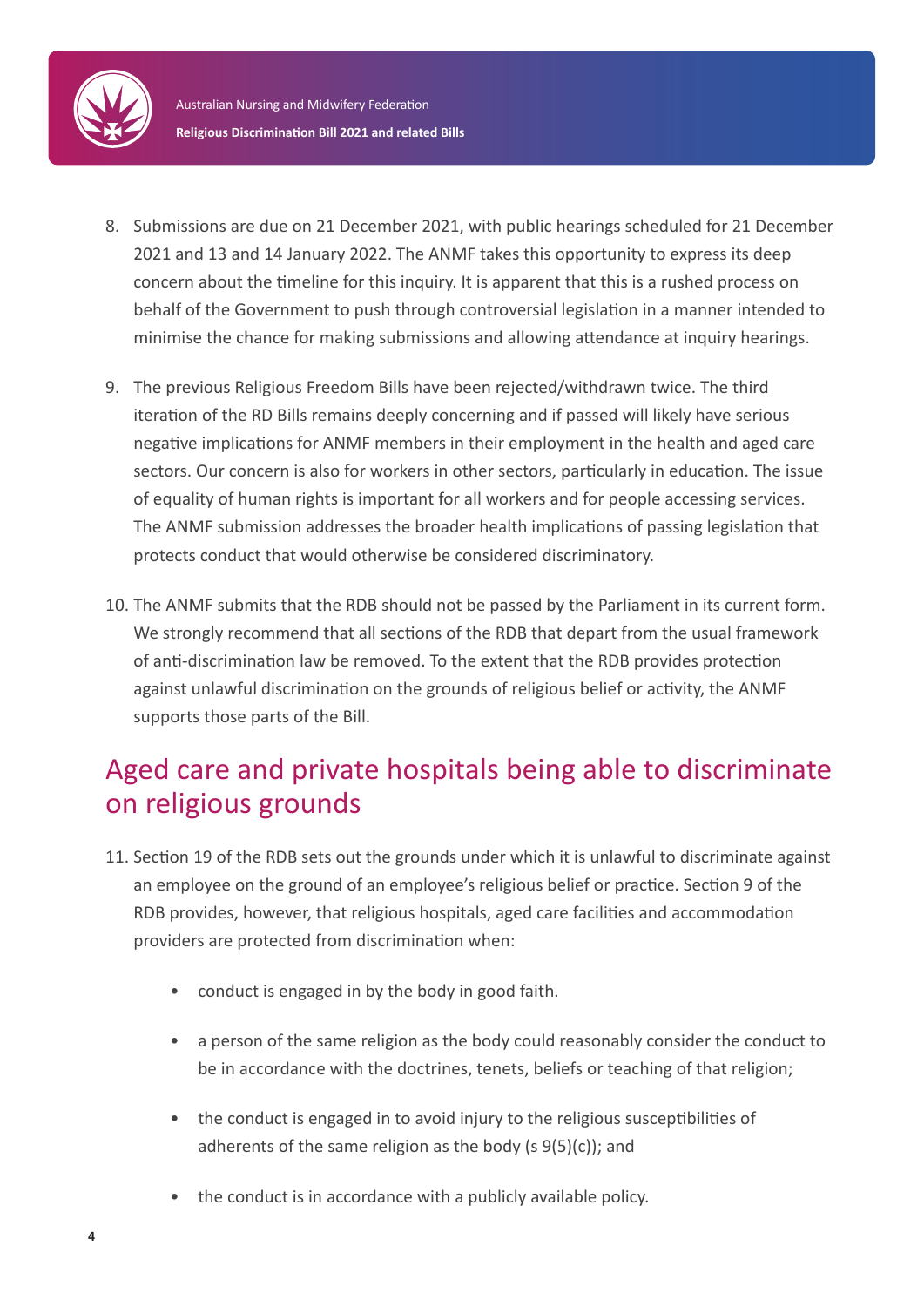8. Submissions are due on 21 December 2021, with public hearings scheduled for 21 December 2021 and 13 and 14 January 2022. The ANMF takes this opportunity to express its deep concern about the timeline for this inquiry. It is apparent that this is a rushed process on behalf of the Government to push through controversial legislation in a manner intended to minimise the chance for making submissions and allowing attendance at inquiry hearings.

9. The previous Religious Freedom Bills have been rejected/withdrawn twice. The third iteration of the RD Bills remains deeply concerning and if passed will likely have serious negative implications for ANMF members in their employment in the health and aged care sectors. Our concern is also for workers in other sectors, particularly in education. The issue of equality of human rights is important for all workers and for people accessing services. The ANMF submission addresses the broader health implications of passing legislation that protects conduct that would otherwise be considered discriminatory.

10. The ANMF submits that the RDB should not be passed by the Parliament in its current form. We strongly recommend that all sections of the RDB that depart from the usual framework of anti-discrimination law be removed. To the extent that the RDB provides protection against unlawful discrimination on the grounds of religious belief or activity, the ANMF supports those parts of the Bill.

## Aged care and private hospitals being able to discriminate on religious grounds

11. Section 19 of the RDB sets out the grounds under which it is unlawful to discriminate against an employee on the ground of an employee's religious belief or practice. Section 9 of the RDB provides, however, that religious hospitals, aged care facilities and accommodation providers are protected from discrimination when:

    - conduct is engaged in by the body in good faith.
    - a person of the same religion as the body could reasonably consider the conduct to be in accordance with the doctrines, tenets, beliefs or teaching of that religion;
    - the conduct is engaged in to avoid injury to the religious susceptibilities of adherents of the same religion as the body (s 9(5)(c)); and
    - the conduct is in accordance with a publicly available policy.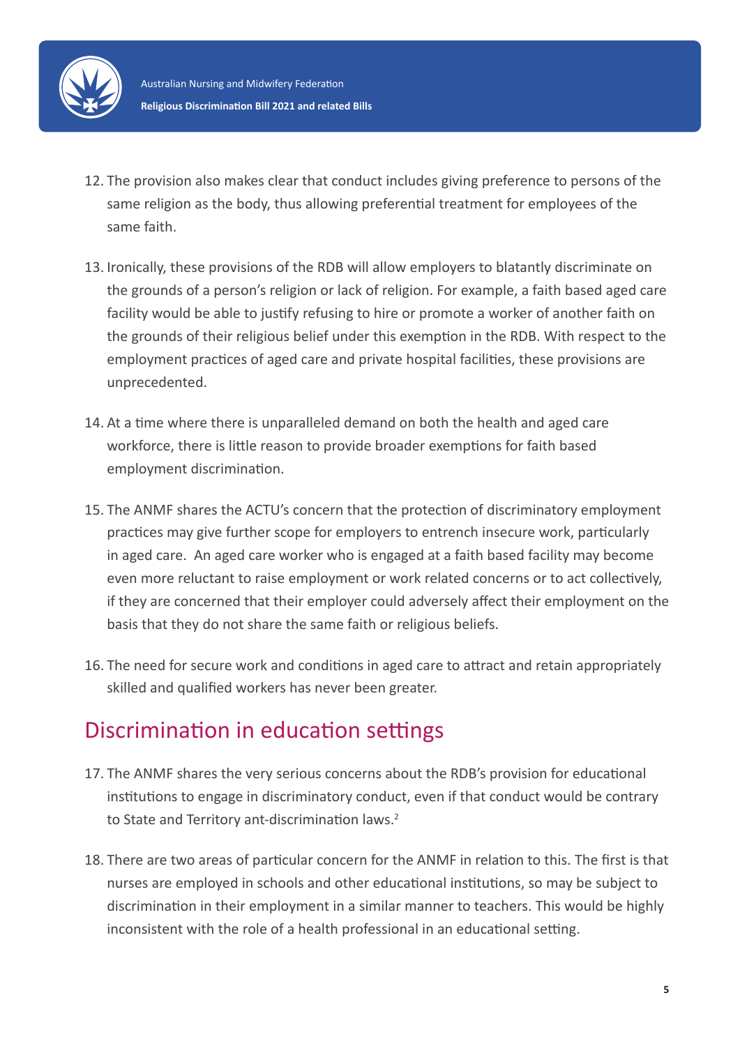12. The provision also makes clear that conduct includes giving preference to persons of the same religion as the body, thus allowing preferential treatment for employees of the same faith.

13. Ironically, these provisions of the RDB will allow employers to blatantly discriminate on the grounds of a person's religion or lack of religion. For example, a faith based aged care facility would be able to justify refusing to hire or promote a worker of another faith on the grounds of their religious belief under this exemption in the RDB. With respect to the employment practices of aged care and private hospital facilities, these provisions are unprecedented.

14. At a time where there is unparalleled demand on both the health and aged care workforce, there is little reason to provide broader exemptions for faith based employment discrimination.

15. The ANMF shares the ACTU's concern that the protection of discriminatory employment practices may give further scope for employers to entrench insecure work, particularly in aged care. An aged care worker who is engaged at a faith based facility may become even more reluctant to raise employment or work related concerns or to act collectively, if they are concerned that their employer could adversely affect their employment on the basis that they do not share the same faith or religious beliefs.

16. The need for secure work and conditions in aged care to attract and retain appropriately skilled and qualified workers has never been greater.

## Discrimination in education settings

17. The ANMF shares the very serious concerns about the RDB's provision for educational institutions to engage in discriminatory conduct, even if that conduct would be contrary to State and Territory ant-discrimination laws.[2]

18. There are two areas of particular concern for the ANMF in relation to this. The first is that nurses are employed in schools and other educational institutions, so may be subject to discrimination in their employment in a similar manner to teachers. This would be highly inconsistent with the role of a health professional in an educational setting.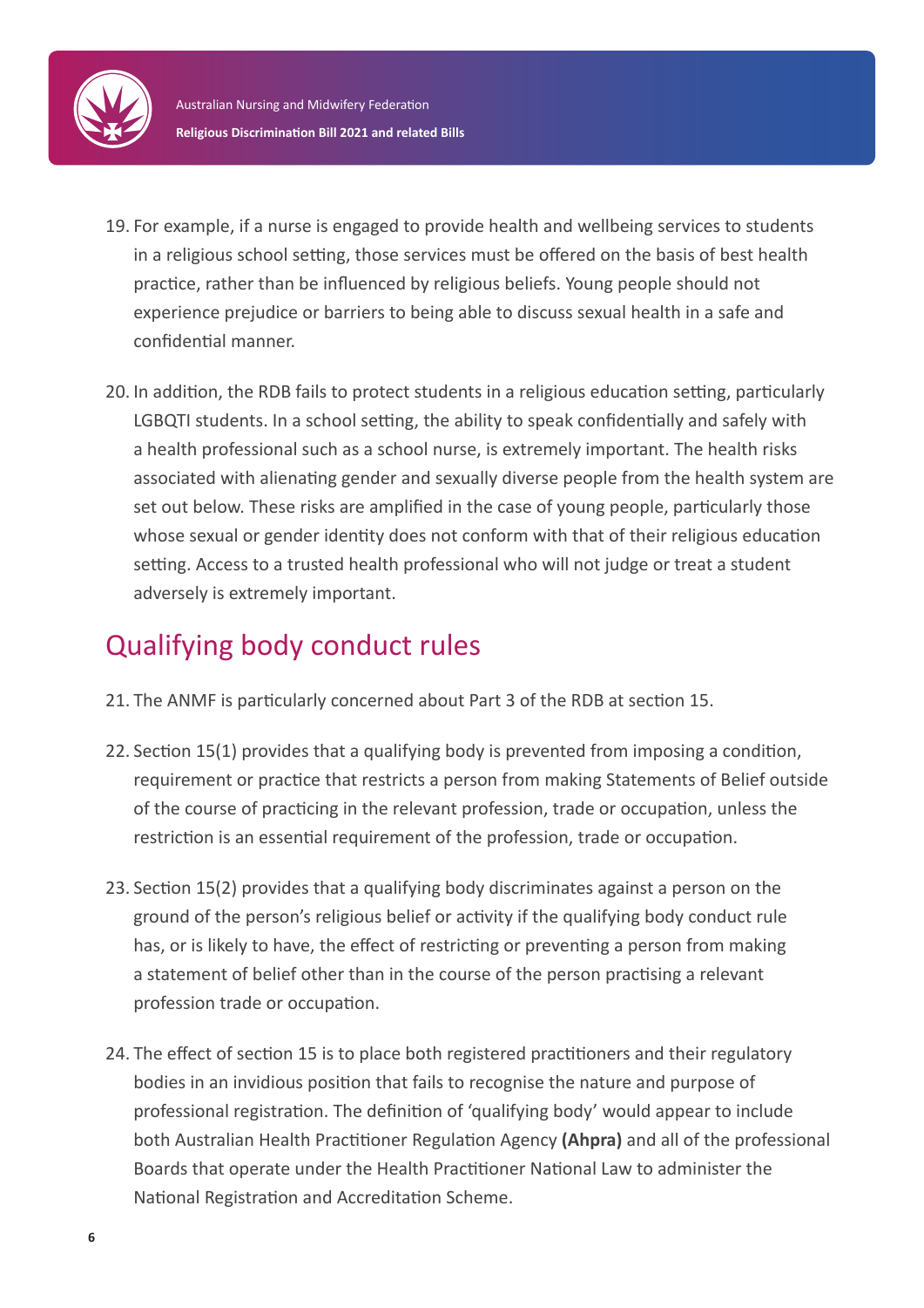19. For example, if a nurse is engaged to provide health and wellbeing services to students in a religious school setting, those services must be offered on the basis of best health practice, rather than be influenced by religious beliefs. Young people should not experience prejudice or barriers to being able to discuss sexual health in a safe and confidential manner.

20. In addition, the RDB fails to protect students in a religious education setting, particularly LGBQTI students. In a school setting, the ability to speak confidentially and safely with a health professional such as a school nurse, is extremely important. The health risks associated with alienating gender and sexually diverse people from the health system are set out below. These risks are amplified in the case of young people, particularly those whose sexual or gender identity does not conform with that of their religious education setting. Access to a trusted health professional who will not judge or treat a student adversely is extremely important.

## Qualifying body conduct rules

21. The ANMF is particularly concerned about Part 3 of the RDB at section 15.

22. Section 15(1) provides that a qualifying body is prevented from imposing a condition, requirement or practice that restricts a person from making Statements of Belief outside of the course of practicing in the relevant profession, trade or occupation, unless the restriction is an essential requirement of the profession, trade or occupation.

23. Section 15(2) provides that a qualifying body discriminates against a person on the ground of the person's religious belief or activity if the qualifying body conduct rule has, or is likely to have, the effect of restricting or preventing a person from making a statement of belief other than in the course of the person practising a relevant profession trade or occupation.

24. The effect of section 15 is to place both registered practitioners and their regulatory bodies in an invidious position that fails to recognise the nature and purpose of professional registration. The definition of 'qualifying body' would appear to include both Australian Health Practitioner Regulation Agency **(Ahpra)** and all of the professional Boards that operate under the Health Practitioner National Law to administer the National Registration and Accreditation Scheme.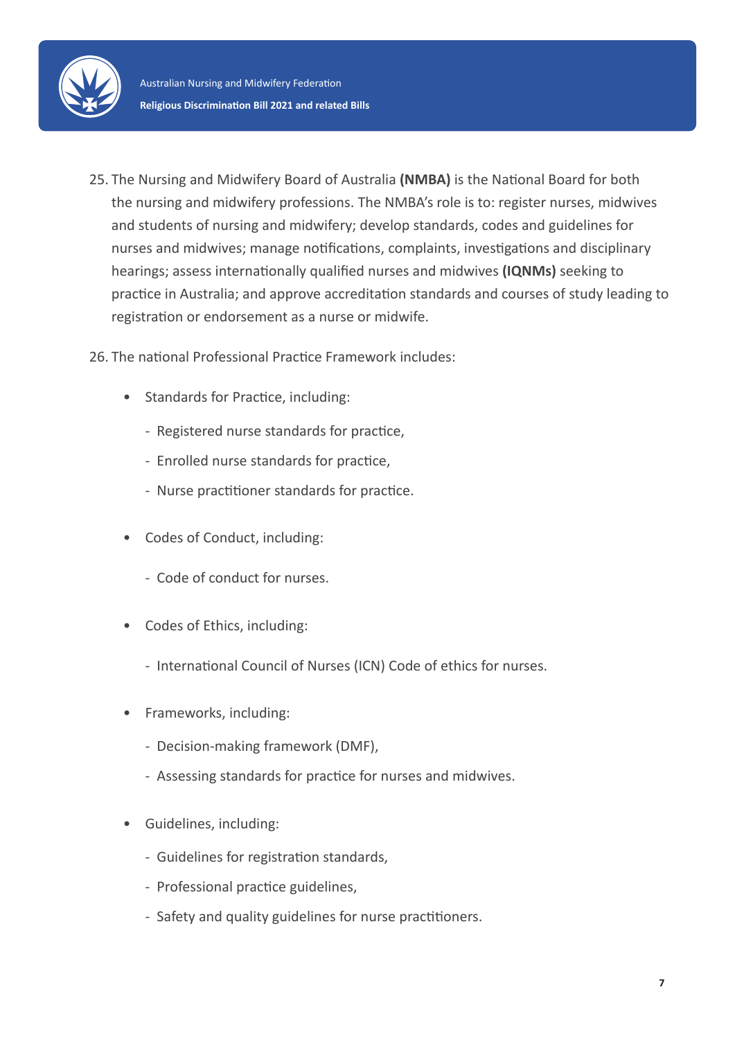25. The Nursing and Midwifery Board of Australia **(NMBA)** is the National Board for both the nursing and midwifery professions. The NMBA's role is to: register nurses, midwives and students of nursing and midwifery; develop standards, codes and guidelines for nurses and midwives; manage notifications, complaints, investigations and disciplinary hearings; assess internationally qualified nurses and midwives **(IQNMs)** seeking to practice in Australia; and approve accreditation standards and courses of study leading to registration or endorsement as a nurse or midwife.

26. The national Professional Practice Framework includes:

    - Standards for Practice, including:
        - Registered nurse standards for practice,
        - Enrolled nurse standards for practice,
        - Nurse practitioner standards for practice.
    - Codes of Conduct, including:
        - Code of conduct for nurses.
    - Codes of Ethics, including:
        - International Council of Nurses (ICN) Code of ethics for nurses.
    - Frameworks, including:
        - Decision-making framework (DMF),
        - Assessing standards for practice for nurses and midwives.
    - Guidelines, including:
        - Guidelines for registration standards,
        - Professional practice guidelines,
        - Safety and quality guidelines for nurse practitioners.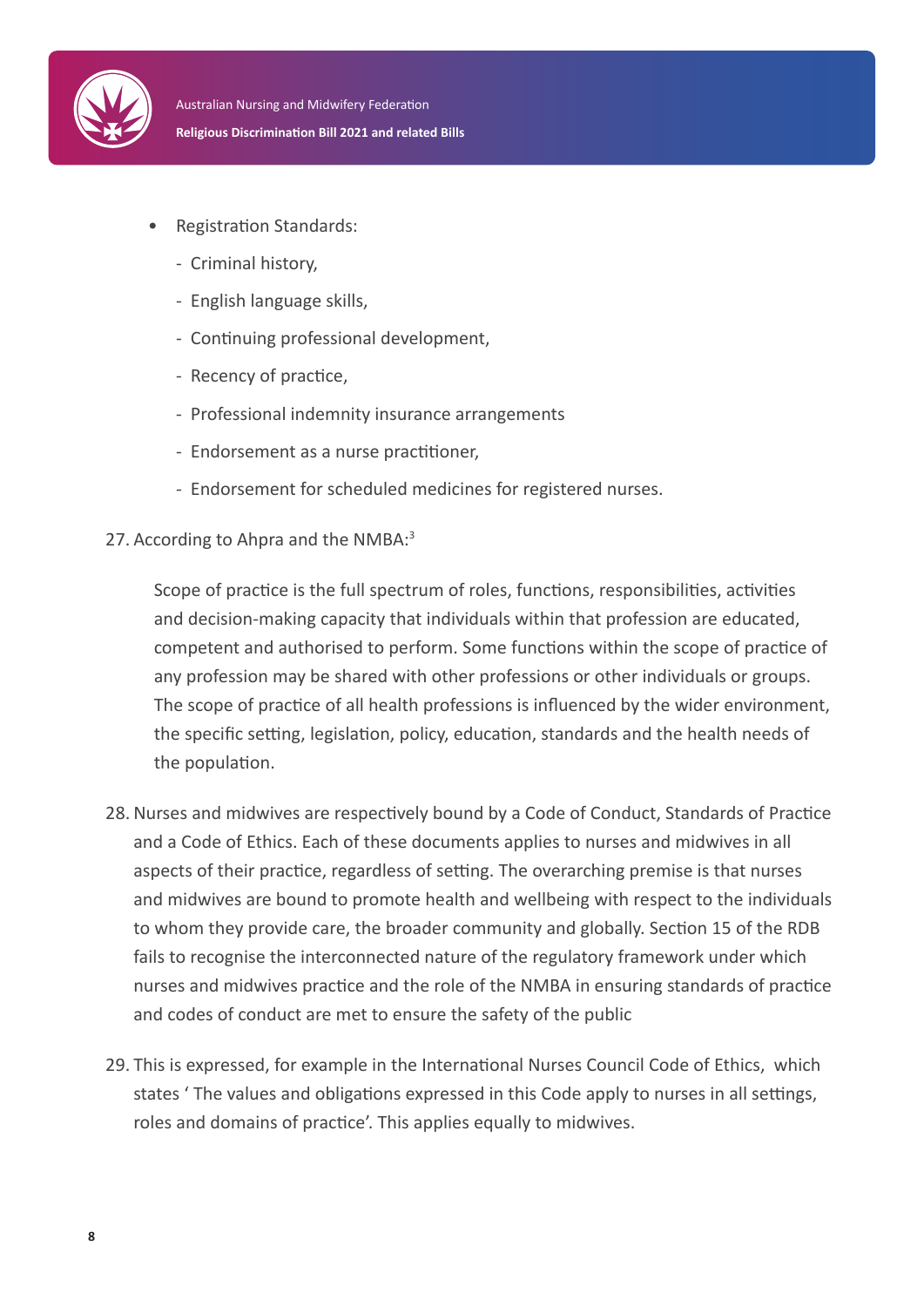- Registration Standards:
  - Criminal history,
  - English language skills,
  - Continuing professional development,
  - Recency of practice,
  - Professional indemnity insurance arrangements
  - Endorsement as a nurse practitioner,
  - Endorsement for scheduled medicines for registered nurses.

27. According to Ahpra and the NMBA:[3]

> Scope of practice is the full spectrum of roles, functions, responsibilities, activities and decision-making capacity that individuals within that profession are educated, competent and authorised to perform. Some functions within the scope of practice of any profession may be shared with other professions or other individuals or groups. The scope of practice of all health professions is influenced by the wider environment, the specific setting, legislation, policy, education, standards and the health needs of the population.

28. Nurses and midwives are respectively bound by a Code of Conduct, Standards of Practice and a Code of Ethics. Each of these documents applies to nurses and midwives in all aspects of their practice, regardless of setting. The overarching premise is that nurses and midwives are bound to promote health and wellbeing with respect to the individuals to whom they provide care, the broader community and globally. Section 15 of the RDB fails to recognise the interconnected nature of the regulatory framework under which nurses and midwives practice and the role of the NMBA in ensuring standards of practice and codes of conduct are met to ensure the safety of the public

29. This is expressed, for example in the International Nurses Council Code of Ethics, which states ' The values and obligations expressed in this Code apply to nurses in all settings, roles and domains of practice'. This applies equally to midwives.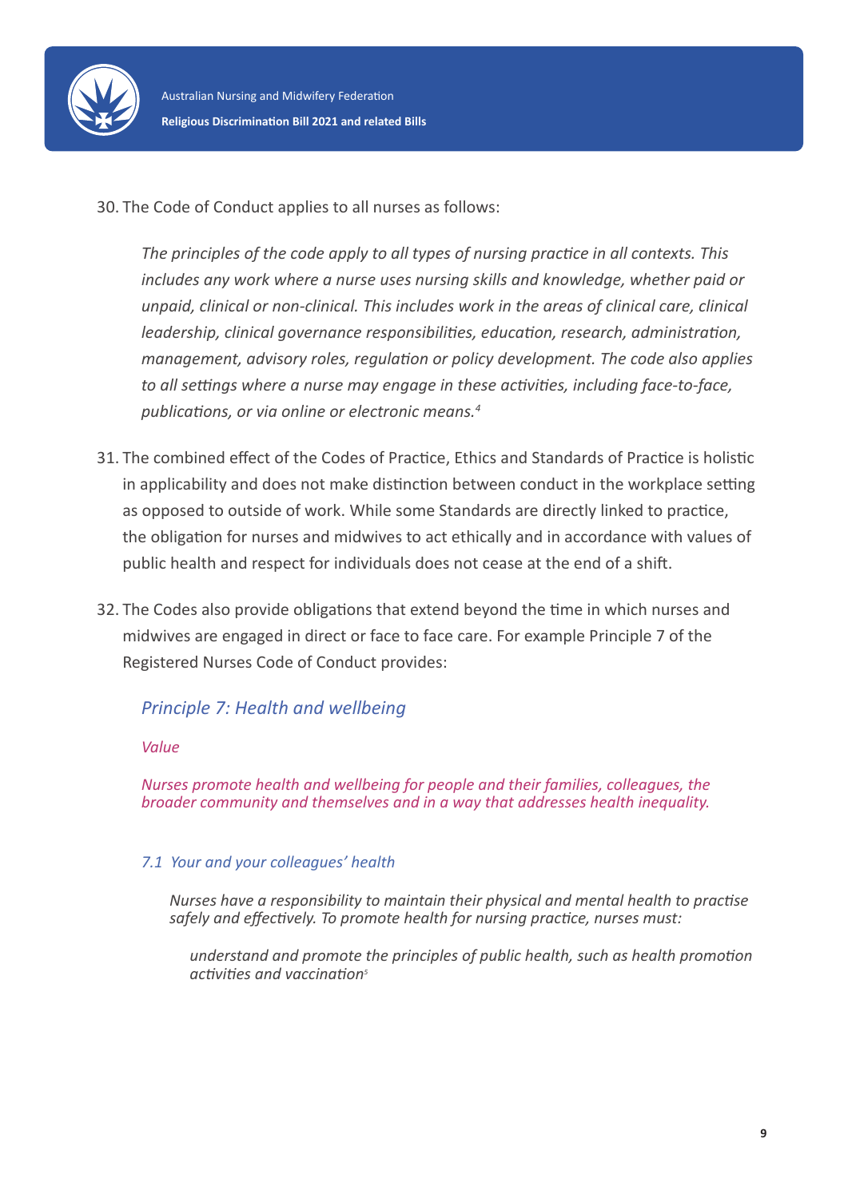30. The Code of Conduct applies to all nurses as follows:

> *The principles of the code apply to all types of nursing practice in all contexts. This includes any work where a nurse uses nursing skills and knowledge, whether paid or unpaid, clinical or non-clinical. This includes work in the areas of clinical care, clinical leadership, clinical governance responsibilities, education, research, administration, management, advisory roles, regulation or policy development. The code also applies to all settings where a nurse may engage in these activities, including face-to-face, publications, or via online or electronic means.*[4]

31. The combined effect of the Codes of Practice, Ethics and Standards of Practice is holistic in applicability and does not make distinction between conduct in the workplace setting as opposed to outside of work. While some Standards are directly linked to practice, the obligation for nurses and midwives to act ethically and in accordance with values of public health and respect for individuals does not cease at the end of a shift.

32. The Codes also provide obligations that extend beyond the time in which nurses and midwives are engaged in direct or face to face care. For example Principle 7 of the Registered Nurses Code of Conduct provides:

> *Principle 7: Health and wellbeing*
>
> *Value*
>
> *Nurses promote health and wellbeing for people and their families, colleagues, the broader community and themselves and in a way that addresses health inequality.*
>
> *7.1 Your and your colleagues' health*
>
> > *Nurses have a responsibility to maintain their physical and mental health to practise safely and effectively. To promote health for nursing practice, nurses must:*
> >
> > > *understand and promote the principles of public health, such as health promotion activities and vaccination*[5]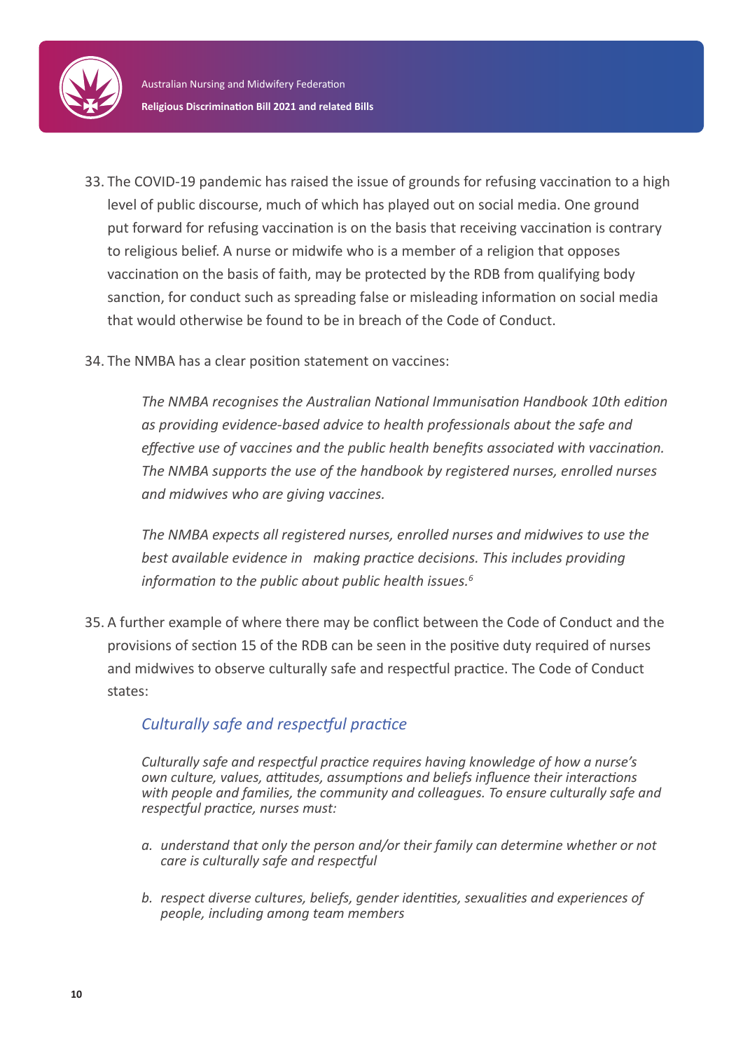33. The COVID-19 pandemic has raised the issue of grounds for refusing vaccination to a high level of public discourse, much of which has played out on social media. One ground put forward for refusing vaccination is on the basis that receiving vaccination is contrary to religious belief. A nurse or midwife who is a member of a religion that opposes vaccination on the basis of faith, may be protected by the RDB from qualifying body sanction, for conduct such as spreading false or misleading information on social media that would otherwise be found to be in breach of the Code of Conduct.

34. The NMBA has a clear position statement on vaccines:

    *The NMBA recognises the Australian National Immunisation Handbook 10th edition as providing evidence-based advice to health professionals about the safe and effective use of vaccines and the public health benefits associated with vaccination. The NMBA supports the use of the handbook by registered nurses, enrolled nurses and midwives who are giving vaccines.*

    *The NMBA expects all registered nurses, enrolled nurses and midwives to use the best available evidence in making practice decisions. This includes providing information to the public about public health issues.*[6]

35. A further example of where there may be conflict between the Code of Conduct and the provisions of section 15 of the RDB can be seen in the positive duty required of nurses and midwives to observe culturally safe and respectful practice. The Code of Conduct states:

    *Culturally safe and respectful practice*

    *Culturally safe and respectful practice requires having knowledge of how a nurse's own culture, values, attitudes, assumptions and beliefs influence their interactions with people and families, the community and colleagues. To ensure culturally safe and respectful practice, nurses must:*

    *a. understand that only the person and/or their family can determine whether or not care is culturally safe and respectful*

    *b. respect diverse cultures, beliefs, gender identities, sexualities and experiences of people, including among team members*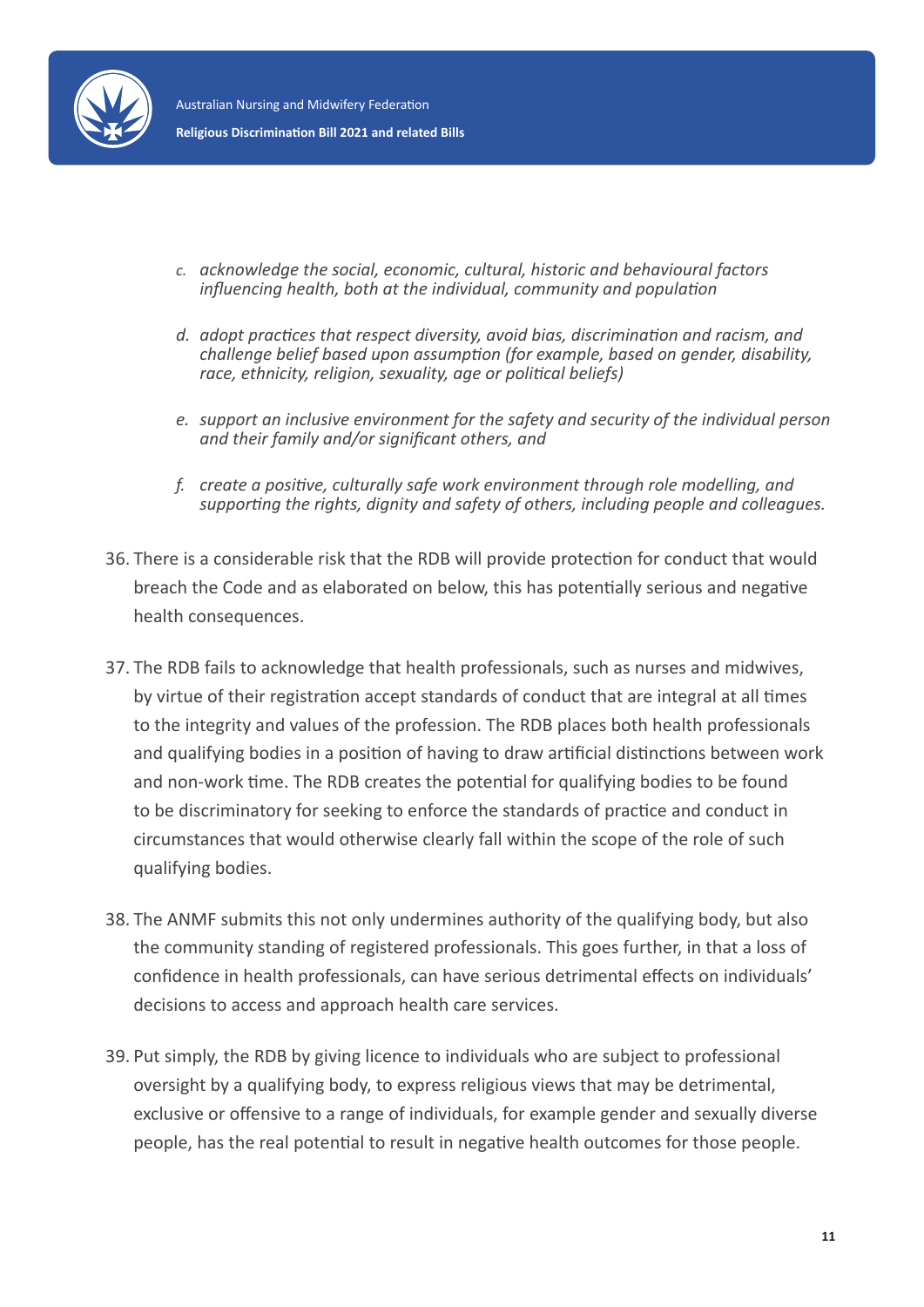*c. acknowledge the social, economic, cultural, historic and behavioural factors influencing health, both at the individual, community and population*

*d. adopt practices that respect diversity, avoid bias, discrimination and racism, and challenge belief based upon assumption (for example, based on gender, disability, race, ethnicity, religion, sexuality, age or political beliefs)*

*e. support an inclusive environment for the safety and security of the individual person and their family and/or significant others, and*

*f. create a positive, culturally safe work environment through role modelling, and supporting the rights, dignity and safety of others, including people and colleagues.*

36. There is a considerable risk that the RDB will provide protection for conduct that would breach the Code and as elaborated on below, this has potentially serious and negative health consequences.

37. The RDB fails to acknowledge that health professionals, such as nurses and midwives, by virtue of their registration accept standards of conduct that are integral at all times to the integrity and values of the profession. The RDB places both health professionals and qualifying bodies in a position of having to draw artificial distinctions between work and non-work time. The RDB creates the potential for qualifying bodies to be found to be discriminatory for seeking to enforce the standards of practice and conduct in circumstances that would otherwise clearly fall within the scope of the role of such qualifying bodies.

38. The ANMF submits this not only undermines authority of the qualifying body, but also the community standing of registered professionals. This goes further, in that a loss of confidence in health professionals, can have serious detrimental effects on individuals' decisions to access and approach health care services.

39. Put simply, the RDB by giving licence to individuals who are subject to professional oversight by a qualifying body, to express religious views that may be detrimental, exclusive or offensive to a range of individuals, for example gender and sexually diverse people, has the real potential to result in negative health outcomes for those people.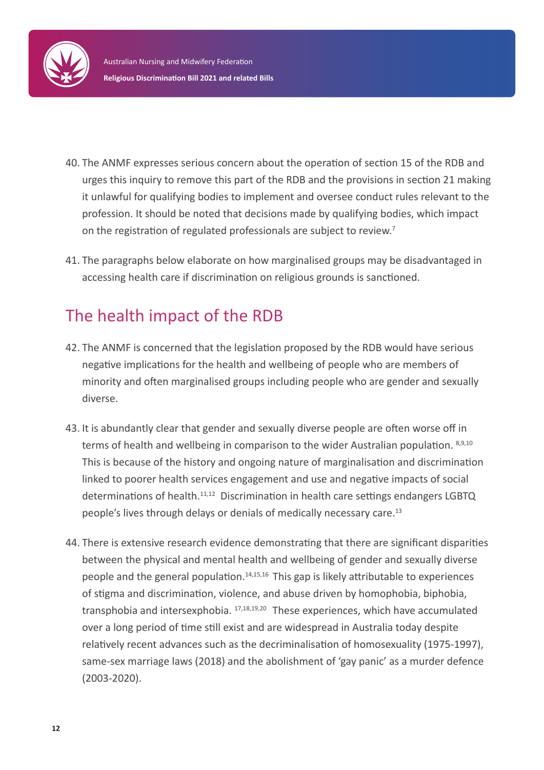40. The ANMF expresses serious concern about the operation of section 15 of the RDB and urges this inquiry to remove this part of the RDB and the provisions in section 21 making it unlawful for qualifying bodies to implement and oversee conduct rules relevant to the profession. It should be noted that decisions made by qualifying bodies, which impact on the registration of regulated professionals are subject to review.[7]

41. The paragraphs below elaborate on how marginalised groups may be disadvantaged in accessing health care if discrimination on religious grounds is sanctioned.

## The health impact of the RDB

42. The ANMF is concerned that the legislation proposed by the RDB would have serious negative implications for the health and wellbeing of people who are members of minority and often marginalised groups including people who are gender and sexually diverse.

43. It is abundantly clear that gender and sexually diverse people are often worse off in terms of health and wellbeing in comparison to the wider Australian population. [8,9,10] This is because of the history and ongoing nature of marginalisation and discrimination linked to poorer health services engagement and use and negative impacts of social determinations of health.[11,12] Discrimination in health care settings endangers LGBTQ people's lives through delays or denials of medically necessary care.[13]

44. There is extensive research evidence demonstrating that there are significant disparities between the physical and mental health and wellbeing of gender and sexually diverse people and the general population.[14,15,16] This gap is likely attributable to experiences of stigma and discrimination, violence, and abuse driven by homophobia, biphobia, transphobia and intersexphobia. [17,18,19,20] These experiences, which have accumulated over a long period of time still exist and are widespread in Australia today despite relatively recent advances such as the decriminalisation of homosexuality (1975-1997), same-sex marriage laws (2018) and the abolishment of 'gay panic' as a murder defence (2003-2020).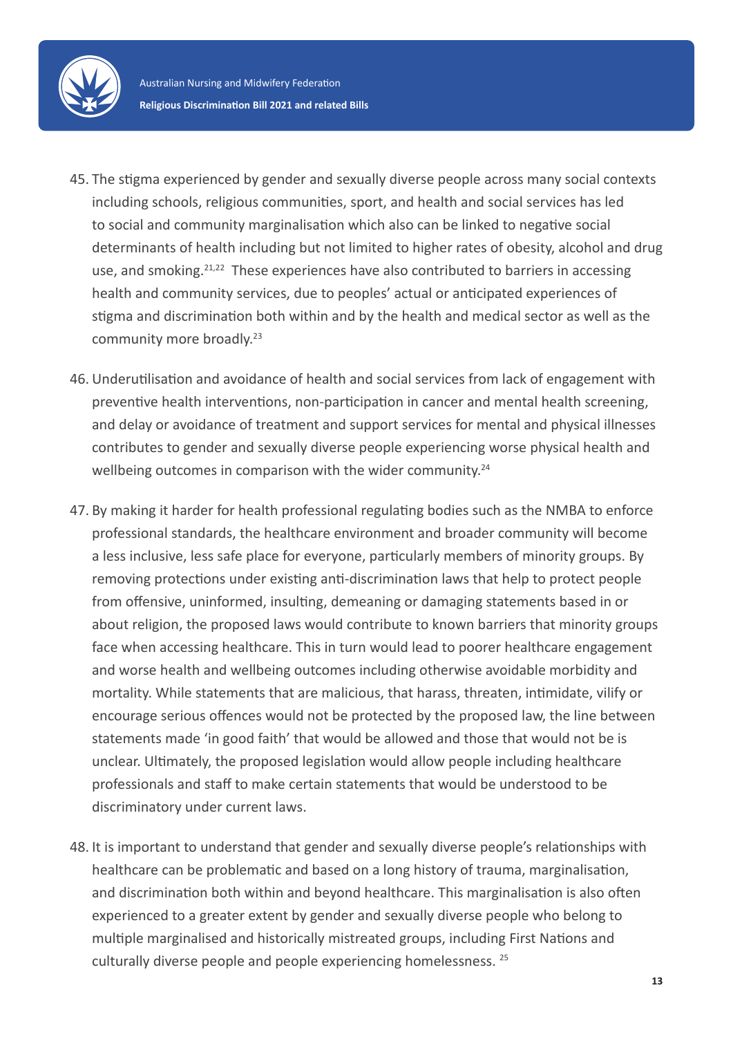45. The stigma experienced by gender and sexually diverse people across many social contexts including schools, religious communities, sport, and health and social services has led to social and community marginalisation which also can be linked to negative social determinants of health including but not limited to higher rates of obesity, alcohol and drug use, and smoking.[21,22] These experiences have also contributed to barriers in accessing health and community services, due to peoples' actual or anticipated experiences of stigma and discrimination both within and by the health and medical sector as well as the community more broadly.[23]

46. Underutilisation and avoidance of health and social services from lack of engagement with preventive health interventions, non-participation in cancer and mental health screening, and delay or avoidance of treatment and support services for mental and physical illnesses contributes to gender and sexually diverse people experiencing worse physical health and wellbeing outcomes in comparison with the wider community.[24]

47. By making it harder for health professional regulating bodies such as the NMBA to enforce professional standards, the healthcare environment and broader community will become a less inclusive, less safe place for everyone, particularly members of minority groups. By removing protections under existing anti-discrimination laws that help to protect people from offensive, uninformed, insulting, demeaning or damaging statements based in or about religion, the proposed laws would contribute to known barriers that minority groups face when accessing healthcare. This in turn would lead to poorer healthcare engagement and worse health and wellbeing outcomes including otherwise avoidable morbidity and mortality. While statements that are malicious, that harass, threaten, intimidate, vilify or encourage serious offences would not be protected by the proposed law, the line between statements made 'in good faith' that would be allowed and those that would not be is unclear. Ultimately, the proposed legislation would allow people including healthcare professionals and staff to make certain statements that would be understood to be discriminatory under current laws.

48. It is important to understand that gender and sexually diverse people's relationships with healthcare can be problematic and based on a long history of trauma, marginalisation, and discrimination both within and beyond healthcare. This marginalisation is also often experienced to a greater extent by gender and sexually diverse people who belong to multiple marginalised and historically mistreated groups, including First Nations and culturally diverse people and people experiencing homelessness.[25]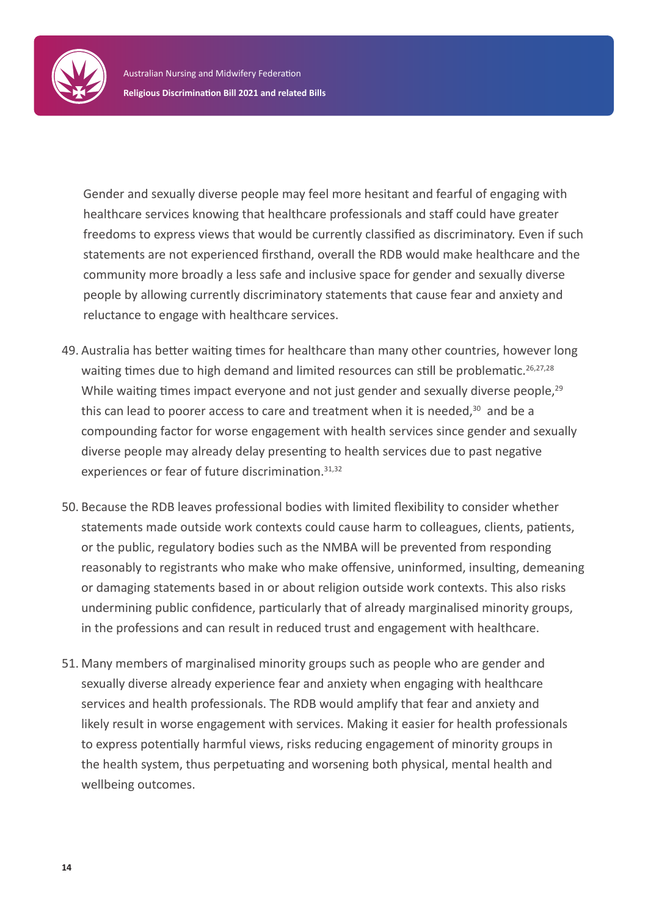Gender and sexually diverse people may feel more hesitant and fearful of engaging with healthcare services knowing that healthcare professionals and staff could have greater freedoms to express views that would be currently classified as discriminatory. Even if such statements are not experienced firsthand, overall the RDB would make healthcare and the community more broadly a less safe and inclusive space for gender and sexually diverse people by allowing currently discriminatory statements that cause fear and anxiety and reluctance to engage with healthcare services.

49. Australia has better waiting times for healthcare than many other countries, however long waiting times due to high demand and limited resources can still be problematic.[26,27,28] While waiting times impact everyone and not just gender and sexually diverse people,[29] this can lead to poorer access to care and treatment when it is needed,[30] and be a compounding factor for worse engagement with health services since gender and sexually diverse people may already delay presenting to health services due to past negative experiences or fear of future discrimination.[31,32]

50. Because the RDB leaves professional bodies with limited flexibility to consider whether statements made outside work contexts could cause harm to colleagues, clients, patients, or the public, regulatory bodies such as the NMBA will be prevented from responding reasonably to registrants who make who make offensive, uninformed, insulting, demeaning or damaging statements based in or about religion outside work contexts. This also risks undermining public confidence, particularly that of already marginalised minority groups, in the professions and can result in reduced trust and engagement with healthcare.

51. Many members of marginalised minority groups such as people who are gender and sexually diverse already experience fear and anxiety when engaging with healthcare services and health professionals. The RDB would amplify that fear and anxiety and likely result in worse engagement with services. Making it easier for health professionals to express potentially harmful views, risks reducing engagement of minority groups in the health system, thus perpetuating and worsening both physical, mental health and wellbeing outcomes.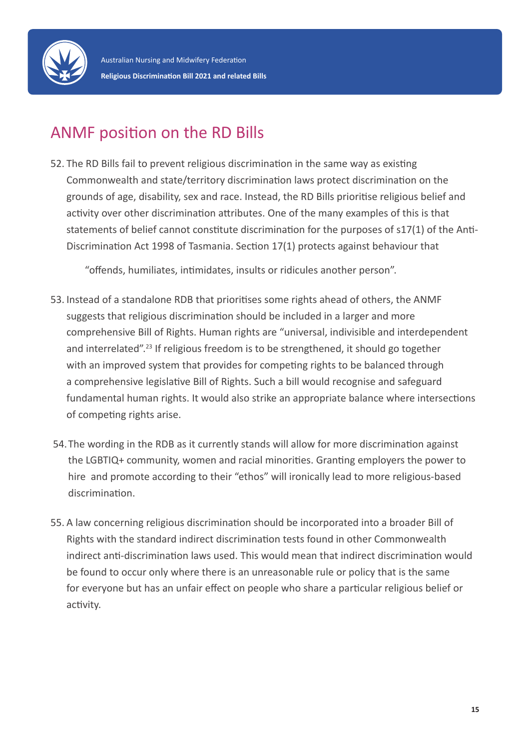## ANMF position on the RD Bills

52. The RD Bills fail to prevent religious discrimination in the same way as existing Commonwealth and state/territory discrimination laws protect discrimination on the grounds of age, disability, sex and race. Instead, the RD Bills prioritise religious belief and activity over other discrimination attributes. One of the many examples of this is that statements of belief cannot constitute discrimination for the purposes of s17(1) of the Anti-Discrimination Act 1998 of Tasmania. Section 17(1) protects against behaviour that

    "offends, humiliates, intimidates, insults or ridicules another person".

53. Instead of a standalone RDB that prioritises some rights ahead of others, the ANMF suggests that religious discrimination should be included in a larger and more comprehensive Bill of Rights. Human rights are "universal, indivisible and interdependent and interrelated".[23] If religious freedom is to be strengthened, it should go together with an improved system that provides for competing rights to be balanced through a comprehensive legislative Bill of Rights. Such a bill would recognise and safeguard fundamental human rights. It would also strike an appropriate balance where intersections of competing rights arise.

54. The wording in the RDB as it currently stands will allow for more discrimination against the LGBTIQ+ community, women and racial minorities. Granting employers the power to hire and promote according to their "ethos" will ironically lead to more religious-based discrimination.

55. A law concerning religious discrimination should be incorporated into a broader Bill of Rights with the standard indirect discrimination tests found in other Commonwealth indirect anti-discrimination laws used. This would mean that indirect discrimination would be found to occur only where there is an unreasonable rule or policy that is the same for everyone but has an unfair effect on people who share a particular religious belief or activity.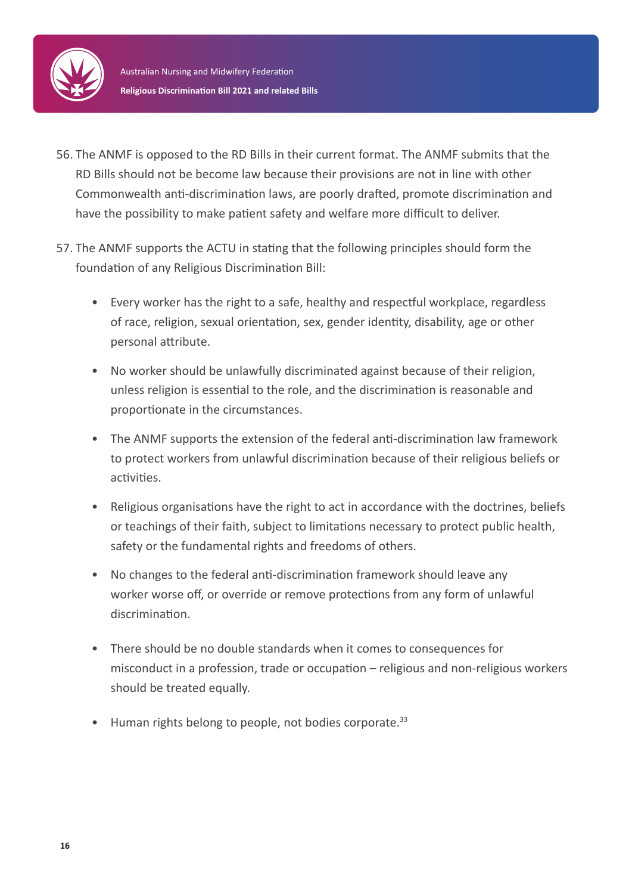56. The ANMF is opposed to the RD Bills in their current format. The ANMF submits that the RD Bills should not be become law because their provisions are not in line with other Commonwealth anti-discrimination laws, are poorly drafted, promote discrimination and have the possibility to make patient safety and welfare more difficult to deliver.

57. The ANMF supports the ACTU in stating that the following principles should form the foundation of any Religious Discrimination Bill:

    - Every worker has the right to a safe, healthy and respectful workplace, regardless of race, religion, sexual orientation, sex, gender identity, disability, age or other personal attribute.
    - No worker should be unlawfully discriminated against because of their religion, unless religion is essential to the role, and the discrimination is reasonable and proportionate in the circumstances.
    - The ANMF supports the extension of the federal anti-discrimination law framework to protect workers from unlawful discrimination because of their religious beliefs or activities.
    - Religious organisations have the right to act in accordance with the doctrines, beliefs or teachings of their faith, subject to limitations necessary to protect public health, safety or the fundamental rights and freedoms of others.
    - No changes to the federal anti-discrimination framework should leave any worker worse off, or override or remove protections from any form of unlawful discrimination.
    - There should be no double standards when it comes to consequences for misconduct in a profession, trade or occupation – religious and non-religious workers should be treated equally.
    - Human rights belong to people, not bodies corporate.[33]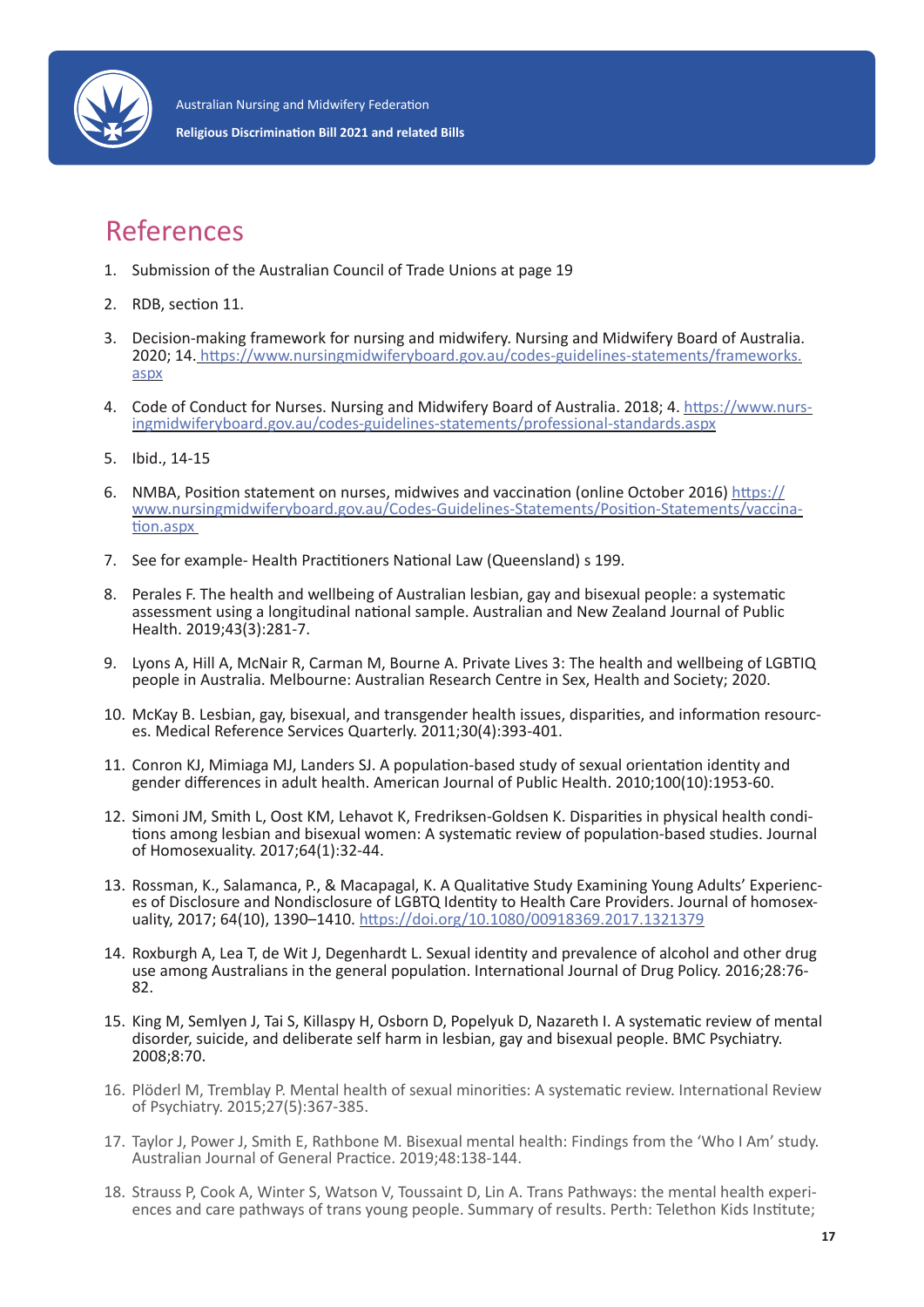# References

1. Submission of the Australian Council of Trade Unions at page 19
2. RDB, section 11.
3. Decision-making framework for nursing and midwifery. Nursing and Midwifery Board of Australia. 2020; 14. https://www.nursingmidwiferyboard.gov.au/codes-guidelines-statements/frameworks.aspx
4. Code of Conduct for Nurses. Nursing and Midwifery Board of Australia. 2018; 4. https://www.nursingmidwiferyboard.gov.au/codes-guidelines-statements/professional-standards.aspx
5. Ibid., 14-15
6. NMBA, Position statement on nurses, midwives and vaccination (online October 2016) https://www.nursingmidwiferyboard.gov.au/Codes-Guidelines-Statements/Position-Statements/vaccination.aspx
7. See for example- Health Practitioners National Law (Queensland) s 199.
8. Perales F. The health and wellbeing of Australian lesbian, gay and bisexual people: a systematic assessment using a longitudinal national sample. Australian and New Zealand Journal of Public Health. 2019;43(3):281-7.
9. Lyons A, Hill A, McNair R, Carman M, Bourne A. Private Lives 3: The health and wellbeing of LGBTIQ people in Australia. Melbourne: Australian Research Centre in Sex, Health and Society; 2020.
10. McKay B. Lesbian, gay, bisexual, and transgender health issues, disparities, and information resources. Medical Reference Services Quarterly. 2011;30(4):393-401.
11. Conron KJ, Mimiaga MJ, Landers SJ. A population-based study of sexual orientation identity and gender differences in adult health. American Journal of Public Health. 2010;100(10):1953-60.
12. Simoni JM, Smith L, Oost KM, Lehavot K, Fredriksen-Goldsen K. Disparities in physical health conditions among lesbian and bisexual women: A systematic review of population-based studies. Journal of Homosexuality. 2017;64(1):32-44.
13. Rossman, K., Salamanca, P., & Macapagal, K. A Qualitative Study Examining Young Adults' Experiences of Disclosure and Nondisclosure of LGBTQ Identity to Health Care Providers. Journal of homosexuality, 2017; 64(10), 1390–1410. https://doi.org/10.1080/00918369.2017.1321379
14. Roxburgh A, Lea T, de Wit J, Degenhardt L. Sexual identity and prevalence of alcohol and other drug use among Australians in the general population. International Journal of Drug Policy. 2016;28:76-82.
15. King M, Semlyen J, Tai S, Killaspy H, Osborn D, Popelyuk D, Nazareth I. A systematic review of mental disorder, suicide, and deliberate self harm in lesbian, gay and bisexual people. BMC Psychiatry. 2008;8:70.
16. Plöderl M, Tremblay P. Mental health of sexual minorities: A systematic review. International Review of Psychiatry. 2015;27(5):367-385.
17. Taylor J, Power J, Smith E, Rathbone M. Bisexual mental health: Findings from the 'Who I Am' study. Australian Journal of General Practice. 2019;48:138-144.
18. Strauss P, Cook A, Winter S, Watson V, Toussaint D, Lin A. Trans Pathways: the mental health experiences and care pathways of trans young people. Summary of results. Perth: Telethon Kids Institute;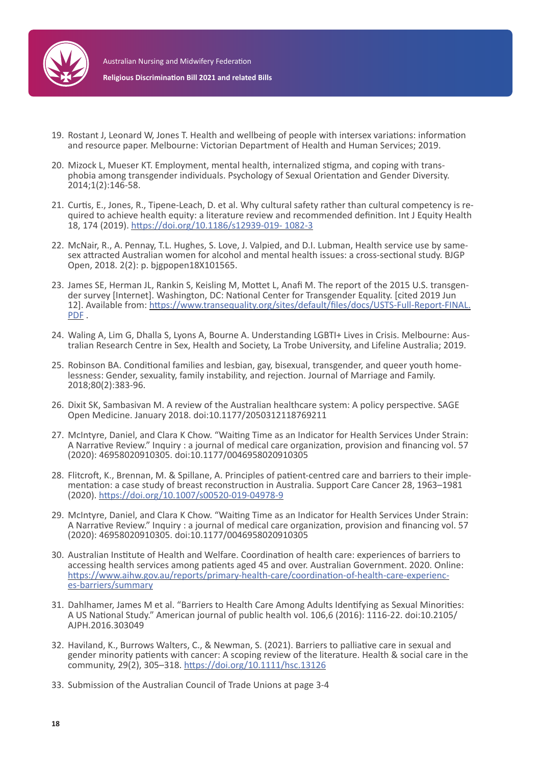19. Rostant J, Leonard W, Jones T. Health and wellbeing of people with intersex variations: information and resource paper. Melbourne: Victorian Department of Health and Human Services; 2019.

20. Mizock L, Mueser KT. Employment, mental health, internalized stigma, and coping with transphobia among transgender individuals. Psychology of Sexual Orientation and Gender Diversity. 2014;1(2):146-58.

21. Curtis, E., Jones, R., Tipene-Leach, D. et al. Why cultural safety rather than cultural competency is required to achieve health equity: a literature review and recommended definition. Int J Equity Health 18, 174 (2019). https://doi.org/10.1186/s12939-019- 1082-3

22. McNair, R., A. Pennay, T.L. Hughes, S. Love, J. Valpied, and D.I. Lubman, Health service use by same-sex attracted Australian women for alcohol and mental health issues: a cross-sectional study. BJGP Open, 2018. 2(2): p. bjgpopen18X101565.

23. James SE, Herman JL, Rankin S, Keisling M, Mottet L, Anafi M. The report of the 2015 U.S. transgender survey [Internet]. Washington, DC: National Center for Transgender Equality. [cited 2019 Jun 12]. Available from: https://www.transequality.org/sites/default/files/docs/USTS-Full-Report-FINAL.PDF .

24. Waling A, Lim G, Dhalla S, Lyons A, Bourne A. Understanding LGBTI+ Lives in Crisis. Melbourne: Australian Research Centre in Sex, Health and Society, La Trobe University, and Lifeline Australia; 2019.

25. Robinson BA. Conditional families and lesbian, gay, bisexual, transgender, and queer youth homelessness: Gender, sexuality, family instability, and rejection. Journal of Marriage and Family. 2018;80(2):383-96.

26. Dixit SK, Sambasivan M. A review of the Australian healthcare system: A policy perspective. SAGE Open Medicine. January 2018. doi:10.1177/2050312118769211

27. McIntyre, Daniel, and Clara K Chow. "Waiting Time as an Indicator for Health Services Under Strain: A Narrative Review." Inquiry : a journal of medical care organization, provision and financing vol. 57 (2020): 46958020910305. doi:10.1177/0046958020910305

28. Flitcroft, K., Brennan, M. & Spillane, A. Principles of patient-centred care and barriers to their implementation: a case study of breast reconstruction in Australia. Support Care Cancer 28, 1963–1981 (2020). https://doi.org/10.1007/s00520-019-04978-9

29. McIntyre, Daniel, and Clara K Chow. "Waiting Time as an Indicator for Health Services Under Strain: A Narrative Review." Inquiry : a journal of medical care organization, provision and financing vol. 57 (2020): 46958020910305. doi:10.1177/0046958020910305

30. Australian Institute of Health and Welfare. Coordination of health care: experiences of barriers to accessing health services among patients aged 45 and over. Australian Government. 2020. Online: https://www.aihw.gov.au/reports/primary-health-care/coordination-of-health-care-experiences-barriers/summary

31. Dahlhamer, James M et al. "Barriers to Health Care Among Adults Identifying as Sexual Minorities: A US National Study." American journal of public health vol. 106,6 (2016): 1116-22. doi:10.2105/AJPH.2016.303049

32. Haviland, K., Burrows Walters, C., & Newman, S. (2021). Barriers to palliative care in sexual and gender minority patients with cancer: A scoping review of the literature. Health & social care in the community, 29(2), 305–318. https://doi.org/10.1111/hsc.13126

33. Submission of the Australian Council of Trade Unions at page 3-4